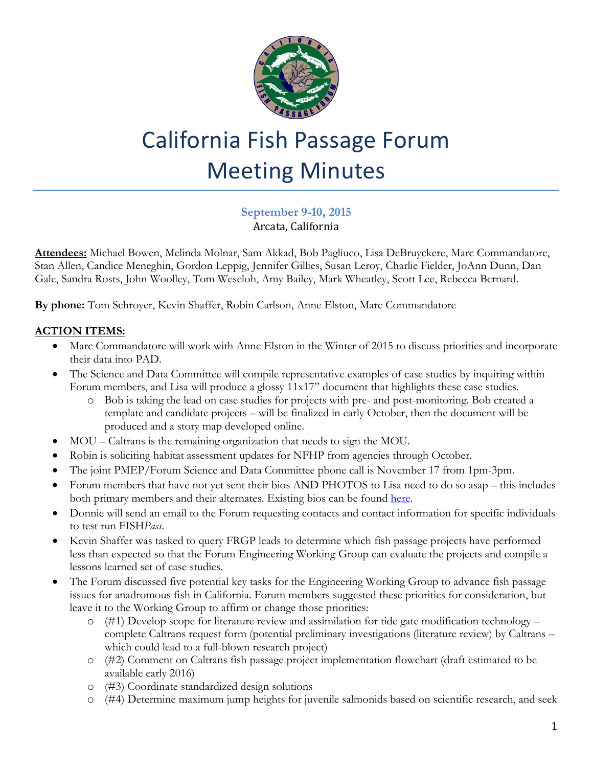# California Fish Passage Forum Meeting Minutes

**September 9-10, 2015**
Arcata, California

**Attendees:** Michael Bowen, Melinda Molnar, Sam Akkad, Bob Pagliuco, Lisa DeBruyckere, Marc Commandatore, Stan Allen, Candice Meneghin, Gordon Leppig, Jennifer Gillies, Susan Leroy, Charlie Fielder, JoAnn Dunn, Dan Gale, Sandra Rosts, John Woolley, Tom Weseloh, Amy Bailey, Mark Wheatley, Scott Lee, Rebecca Bernard.

**By phone:** Tom Schroyer, Kevin Shaffer, Robin Carlson, Anne Elston, Marc Commandatore

## ACTION ITEMS:

- Marc Commandatore will work with Anne Elston in the Winter of 2015 to discuss priorities and incorporate their data into PAD.
- The Science and Data Committee will compile representative examples of case studies by inquiring within Forum members, and Lisa will produce a glossy 11x17" document that highlights these case studies.
  - Bob is taking the lead on case studies for projects with pre- and post-monitoring. Bob created a template and candidate projects – will be finalized in early October, then the document will be produced and a story map developed online.
- MOU – Caltrans is the remaining organization that needs to sign the MOU.
- Robin is soliciting habitat assessment updates for NFHP from agencies through October.
- The joint PMEP/Forum Science and Data Committee phone call is November 17 from 1pm-3pm.
- Forum members that have not yet sent their bios AND PHOTOS to Lisa need to do so asap – this includes both primary members and their alternates. Existing bios can be found here.
- Donnie will send an email to the Forum requesting contacts and contact information for specific individuals to test run FISH*Pass*.
- Kevin Shaffer was tasked to query FRGP leads to determine which fish passage projects have performed less than expected so that the Forum Engineering Working Group can evaluate the projects and compile a lessons learned set of case studies.
- The Forum discussed five potential key tasks for the Engineering Working Group to advance fish passage issues for anadromous fish in California. Forum members suggested these priorities for consideration, but leave it to the Working Group to affirm or change those priorities:
  - (#1) Develop scope for literature review and assimilation for tide gate modification technology – complete Caltrans request form (potential preliminary investigations (literature review) by Caltrans – which could lead to a full-blown research project)
  - (#2) Comment on Caltrans fish passage project implementation flowchart (draft estimated to be available early 2016)
  - (#3) Coordinate standardized design solutions
  - (#4) Determine maximum jump heights for juvenile salmonids based on scientific research, and seek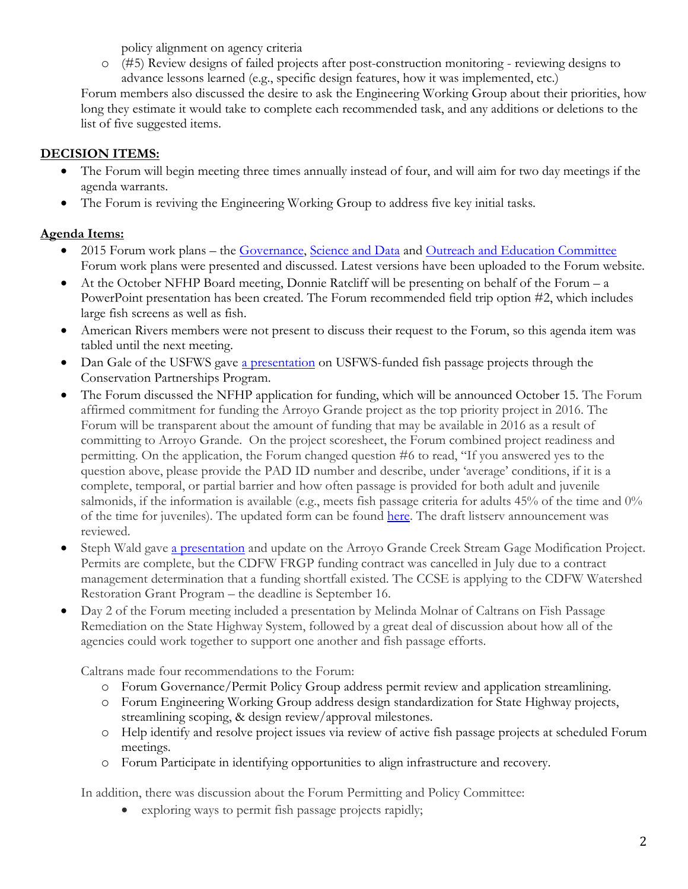policy alignment on agency criteria

- (#5) Review designs of failed projects after post-construction monitoring - reviewing designs to advance lessons learned (e.g., specific design features, how it was implemented, etc.)

Forum members also discussed the desire to ask the Engineering Working Group about their priorities, how long they estimate it would take to complete each recommended task, and any additions or deletions to the list of five suggested items.

**DECISION ITEMS:**

- The Forum will begin meeting three times annually instead of four, and will aim for two day meetings if the agenda warrants.
- The Forum is reviving the Engineering Working Group to address five key initial tasks.

**Agenda Items:**

- 2015 Forum work plans – the Governance, Science and Data and Outreach and Education Committee Forum work plans were presented and discussed. Latest versions have been uploaded to the Forum website.
- At the October NFHP Board meeting, Donnie Ratcliff will be presenting on behalf of the Forum – a PowerPoint presentation has been created. The Forum recommended field trip option #2, which includes large fish screens as well as fish.
- American Rivers members were not present to discuss their request to the Forum, so this agenda item was tabled until the next meeting.
- Dan Gale of the USFWS gave a presentation on USFWS-funded fish passage projects through the Conservation Partnerships Program.
- The Forum discussed the NFHP application for funding, which will be announced October 15. The Forum affirmed commitment for funding the Arroyo Grande project as the top priority project in 2016. The Forum will be transparent about the amount of funding that may be available in 2016 as a result of committing to Arroyo Grande. On the project scoresheet, the Forum combined project readiness and permitting. On the application, the Forum changed question #6 to read, "If you answered yes to the question above, please provide the PAD ID number and describe, under 'average' conditions, if it is a complete, temporal, or partial barrier and how often passage is provided for both adult and juvenile salmonids, if the information is available (e.g., meets fish passage criteria for adults 45% of the time and 0% of the time for juveniles). The updated form can be found here. The draft listserv announcement was reviewed.
- Steph Wald gave a presentation and update on the Arroyo Grande Creek Stream Gage Modification Project. Permits are complete, but the CDFW FRGP funding contract was cancelled in July due to a contract management determination that a funding shortfall existed. The CCSE is applying to the CDFW Watershed Restoration Grant Program – the deadline is September 16.
- Day 2 of the Forum meeting included a presentation by Melinda Molnar of Caltrans on Fish Passage Remediation on the State Highway System, followed by a great deal of discussion about how all of the agencies could work together to support one another and fish passage efforts.

  Caltrans made four recommendations to the Forum:
  - Forum Governance/Permit Policy Group address permit review and application streamlining.
  - Forum Engineering Working Group address design standardization for State Highway projects, streamlining scoping, & design review/approval milestones.
  - Help identify and resolve project issues via review of active fish passage projects at scheduled Forum meetings.
  - Forum Participate in identifying opportunities to align infrastructure and recovery.

  In addition, there was discussion about the Forum Permitting and Policy Committee:
  - exploring ways to permit fish passage projects rapidly;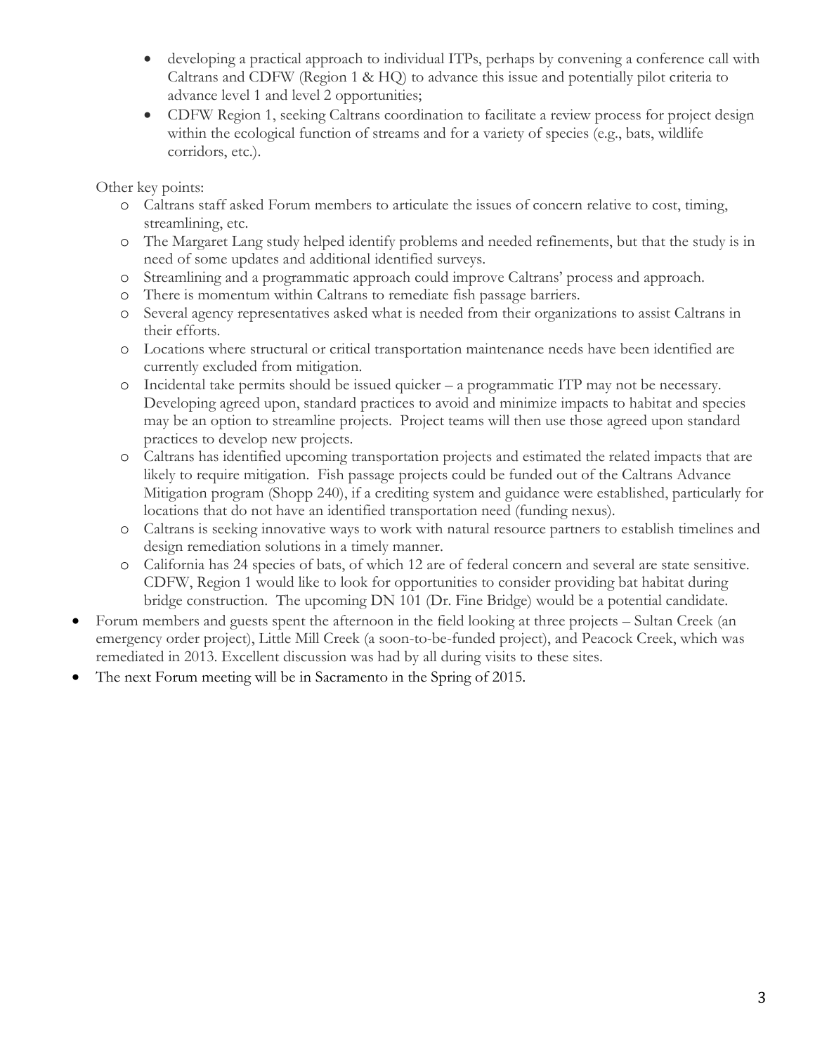- developing a practical approach to individual ITPs, perhaps by convening a conference call with Caltrans and CDFW (Region 1 & HQ) to advance this issue and potentially pilot criteria to advance level 1 and level 2 opportunities;
    - CDFW Region 1, seeking Caltrans coordination to facilitate a review process for project design within the ecological function of streams and for a variety of species (e.g., bats, wildlife corridors, etc.).

  Other key points:

    - Caltrans staff asked Forum members to articulate the issues of concern relative to cost, timing, streamlining, etc.
    - The Margaret Lang study helped identify problems and needed refinements, but that the study is in need of some updates and additional identified surveys.
    - Streamlining and a programmatic approach could improve Caltrans' process and approach.
    - There is momentum within Caltrans to remediate fish passage barriers.
    - Several agency representatives asked what is needed from their organizations to assist Caltrans in their efforts.
    - Locations where structural or critical transportation maintenance needs have been identified are currently excluded from mitigation.
    - Incidental take permits should be issued quicker – a programmatic ITP may not be necessary. Developing agreed upon, standard practices to avoid and minimize impacts to habitat and species may be an option to streamline projects. Project teams will then use those agreed upon standard practices to develop new projects.
    - Caltrans has identified upcoming transportation projects and estimated the related impacts that are likely to require mitigation. Fish passage projects could be funded out of the Caltrans Advance Mitigation program (Shopp 240), if a crediting system and guidance were established, particularly for locations that do not have an identified transportation need (funding nexus).
    - Caltrans is seeking innovative ways to work with natural resource partners to establish timelines and design remediation solutions in a timely manner.
    - California has 24 species of bats, of which 12 are of federal concern and several are state sensitive. CDFW, Region 1 would like to look for opportunities to consider providing bat habitat during bridge construction. The upcoming DN 101 (Dr. Fine Bridge) would be a potential candidate.

- Forum members and guests spent the afternoon in the field looking at three projects – Sultan Creek (an emergency order project), Little Mill Creek (a soon-to-be-funded project), and Peacock Creek, which was remediated in 2013. Excellent discussion was had by all during visits to these sites.
- The next Forum meeting will be in Sacramento in the Spring of 2015.